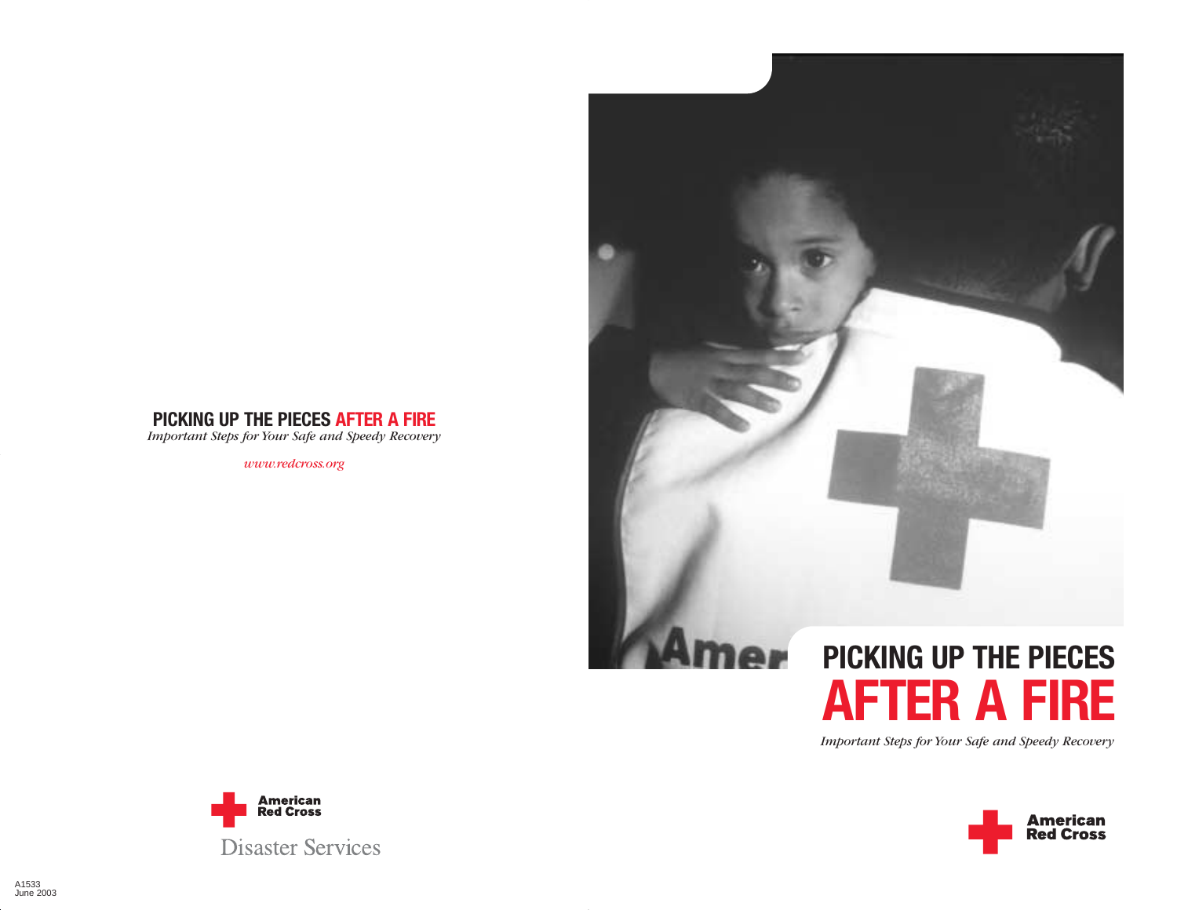**PICKING UP THE PIECES AFTER A FIRE**
*Important Steps for Your Safe and Speedy Recovery*

*www.redcross.org*

American Red Cross

Disaster Services

A1533
June 2003

# PICKING UP THE PIECES AFTER A FIRE

*Important Steps for Your Safe and Speedy Recovery*

American Red Cross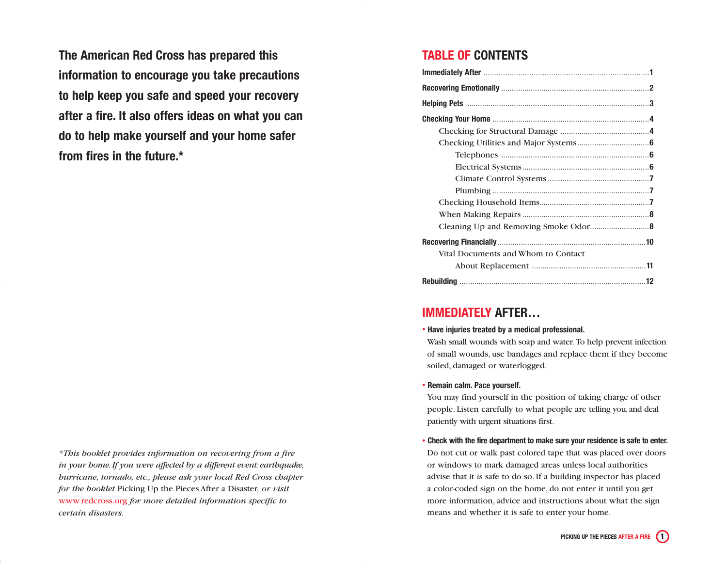**The American Red Cross has prepared this information to encourage you take precautions to help keep you safe and speed your recovery after a fire. It also offers ideas on what you can do to help make yourself and your home safer from fires in the future.***

*\*This booklet provides information on recovering from a fire in your home. If you were affected by a different event: earthquake, hurricane, tornado, etc., please ask your local Red Cross chapter for the booklet* Picking Up the Pieces After a Disaster, *or visit* www.redcross.org *for more detailed information specific to certain disasters.*

## TABLE OF CONTENTS

- **Immediately After** ....... 1
- **Recovering Emotionally** ....... 2
- **Helping Pets** ....... 3
- **Checking Your Home** ....... 4
  - Checking for Structural Damage ....... 4
  - Checking Utilities and Major Systems ....... 6
    - Telephones ....... 6
    - Electrical Systems ....... 6
    - Climate Control Systems ....... 7
    - Plumbing ....... 7
  - Checking Household Items ....... 7
  - When Making Repairs ....... 8
  - Cleaning Up and Removing Smoke Odor ....... 8
- **Recovering Financially** ....... 10
  - Vital Documents and Whom to Contact About Replacement ....... 11
- **Rebuilding** ....... 12

## IMMEDIATELY AFTER…

- **Have injuries treated by a medical professional.**
  Wash small wounds with soap and water. To help prevent infection of small wounds, use bandages and replace them if they become soiled, damaged or waterlogged.

- **Remain calm. Pace yourself.**
  You may find yourself in the position of taking charge of other people. Listen carefully to what people are telling you, and deal patiently with urgent situations first.

- **Check with the fire department to make sure your residence is safe to enter.**
  Do not cut or walk past colored tape that was placed over doors or windows to mark damaged areas unless local authorities advise that it is safe to do so. If a building inspector has placed a color-coded sign on the home, do not enter it until you get more information, advice and instructions about what the sign means and whether it is safe to enter your home.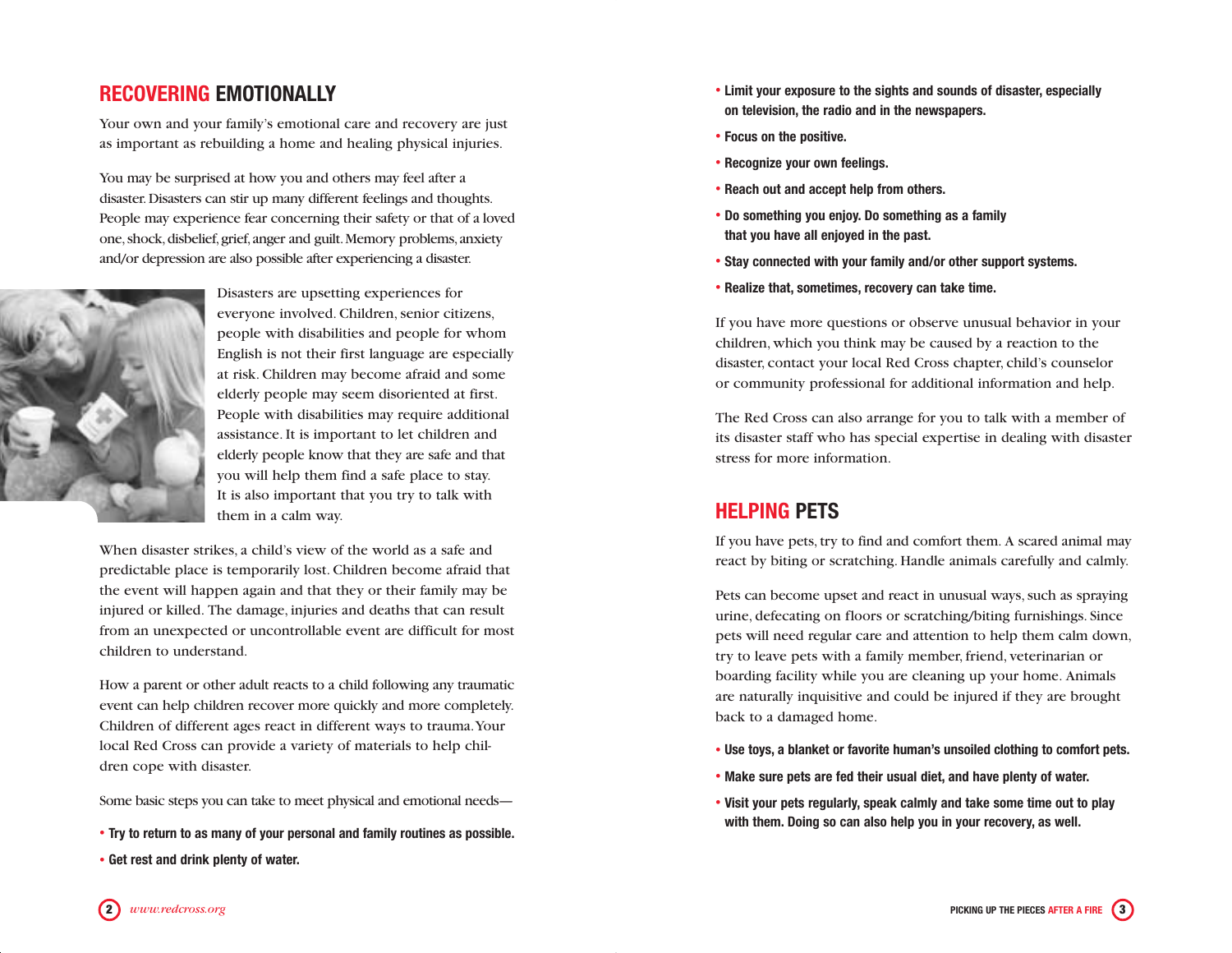## RECOVERING EMOTIONALLY

Your own and your family's emotional care and recovery are just as important as rebuilding a home and healing physical injuries.

You may be surprised at how you and others may feel after a disaster. Disasters can stir up many different feelings and thoughts. People may experience fear concerning their safety or that of a loved one, shock, disbelief, grief, anger and guilt. Memory problems, anxiety and/or depression are also possible after experiencing a disaster.

Disasters are upsetting experiences for everyone involved. Children, senior citizens, people with disabilities and people for whom English is not their first language are especially at risk. Children may become afraid and some elderly people may seem disoriented at first. People with disabilities may require additional assistance. It is important to let children and elderly people know that they are safe and that you will help them find a safe place to stay. It is also important that you try to talk with them in a calm way.

When disaster strikes, a child's view of the world as a safe and predictable place is temporarily lost. Children become afraid that the event will happen again and that they or their family may be injured or killed. The damage, injuries and deaths that can result from an unexpected or uncontrollable event are difficult for most children to understand.

How a parent or other adult reacts to a child following any traumatic event can help children recover more quickly and more completely. Children of different ages react in different ways to trauma. Your local Red Cross can provide a variety of materials to help children cope with disaster.

Some basic steps you can take to meet physical and emotional needs—

- **Try to return to as many of your personal and family routines as possible.**
- **Get rest and drink plenty of water.**
- **Limit your exposure to the sights and sounds of disaster, especially on television, the radio and in the newspapers.**
- **Focus on the positive.**
- **Recognize your own feelings.**
- **Reach out and accept help from others.**
- **Do something you enjoy. Do something as a family that you have all enjoyed in the past.**
- **Stay connected with your family and/or other support systems.**
- **Realize that, sometimes, recovery can take time.**

If you have more questions or observe unusual behavior in your children, which you think may be caused by a reaction to the disaster, contact your local Red Cross chapter, child's counselor or community professional for additional information and help.

The Red Cross can also arrange for you to talk with a member of its disaster staff who has special expertise in dealing with disaster stress for more information.

## HELPING PETS

If you have pets, try to find and comfort them. A scared animal may react by biting or scratching. Handle animals carefully and calmly.

Pets can become upset and react in unusual ways, such as spraying urine, defecating on floors or scratching/biting furnishings. Since pets will need regular care and attention to help them calm down, try to leave pets with a family member, friend, veterinarian or boarding facility while you are cleaning up your home. Animals are naturally inquisitive and could be injured if they are brought back to a damaged home.

- **Use toys, a blanket or favorite human's unsoiled clothing to comfort pets.**
- **Make sure pets are fed their usual diet, and have plenty of water.**
- **Visit your pets regularly, speak calmly and take some time out to play with them. Doing so can also help you in your recovery, as well.**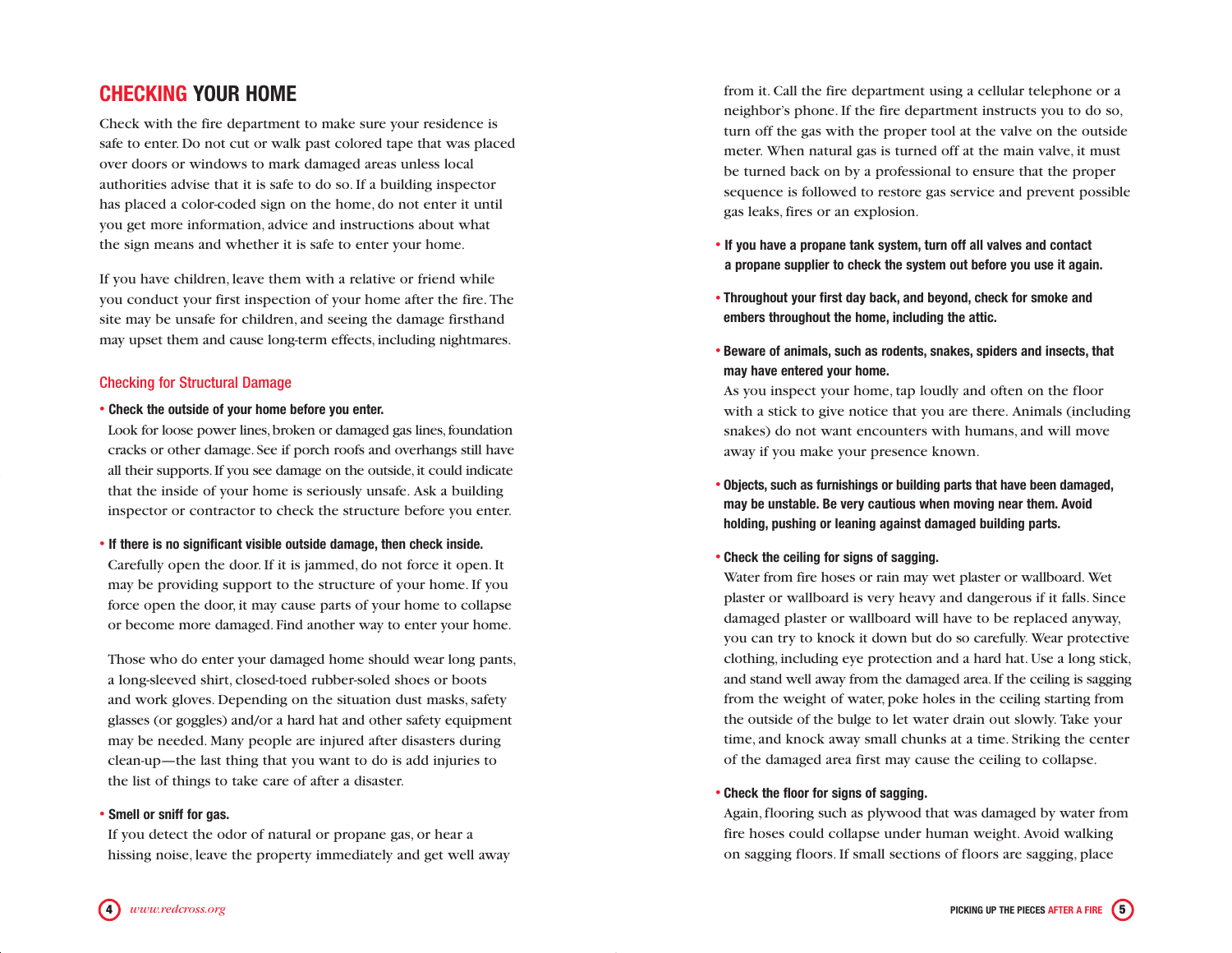# CHECKING YOUR HOME

Check with the fire department to make sure your residence is safe to enter. Do not cut or walk past colored tape that was placed over doors or windows to mark damaged areas unless local authorities advise that it is safe to do so. If a building inspector has placed a color-coded sign on the home, do not enter it until you get more information, advice and instructions about what the sign means and whether it is safe to enter your home.

If you have children, leave them with a relative or friend while you conduct your first inspection of your home after the fire. The site may be unsafe for children, and seeing the damage firsthand may upset them and cause long-term effects, including nightmares.

## Checking for Structural Damage

- **Check the outside of your home before you enter.**
  Look for loose power lines, broken or damaged gas lines, foundation cracks or other damage. See if porch roofs and overhangs still have all their supports. If you see damage on the outside, it could indicate that the inside of your home is seriously unsafe. Ask a building inspector or contractor to check the structure before you enter.

- **If there is no significant visible outside damage, then check inside.**
  Carefully open the door. If it is jammed, do not force it open. It may be providing support to the structure of your home. If you force open the door, it may cause parts of your home to collapse or become more damaged. Find another way to enter your home.

  Those who do enter your damaged home should wear long pants, a long-sleeved shirt, closed-toed rubber-soled shoes or boots and work gloves. Depending on the situation dust masks, safety glasses (or goggles) and/or a hard hat and other safety equipment may be needed. Many people are injured after disasters during clean-up—the last thing that you want to do is add injuries to the list of things to take care of after a disaster.

- **Smell or sniff for gas.**
  If you detect the odor of natural or propane gas, or hear a hissing noise, leave the property immediately and get well away from it. Call the fire department using a cellular telephone or a neighbor's phone. If the fire department instructs you to do so, turn off the gas with the proper tool at the valve on the outside meter. When natural gas is turned off at the main valve, it must be turned back on by a professional to ensure that the proper sequence is followed to restore gas service and prevent possible gas leaks, fires or an explosion.

- **If you have a propane tank system, turn off all valves and contact a propane supplier to check the system out before you use it again.**

- **Throughout your first day back, and beyond, check for smoke and embers throughout the home, including the attic.**

- **Beware of animals, such as rodents, snakes, spiders and insects, that may have entered your home.**
  As you inspect your home, tap loudly and often on the floor with a stick to give notice that you are there. Animals (including snakes) do not want encounters with humans, and will move away if you make your presence known.

- **Objects, such as furnishings or building parts that have been damaged, may be unstable. Be very cautious when moving near them. Avoid holding, pushing or leaning against damaged building parts.**

- **Check the ceiling for signs of sagging.**
  Water from fire hoses or rain may wet plaster or wallboard. Wet plaster or wallboard is very heavy and dangerous if it falls. Since damaged plaster or wallboard will have to be replaced anyway, you can try to knock it down but do so carefully. Wear protective clothing, including eye protection and a hard hat. Use a long stick, and stand well away from the damaged area. If the ceiling is sagging from the weight of water, poke holes in the ceiling starting from the outside of the bulge to let water drain out slowly. Take your time, and knock away small chunks at a time. Striking the center of the damaged area first may cause the ceiling to collapse.

- **Check the floor for signs of sagging.**
  Again, flooring such as plywood that was damaged by water from fire hoses could collapse under human weight. Avoid walking on sagging floors. If small sections of floors are sagging, place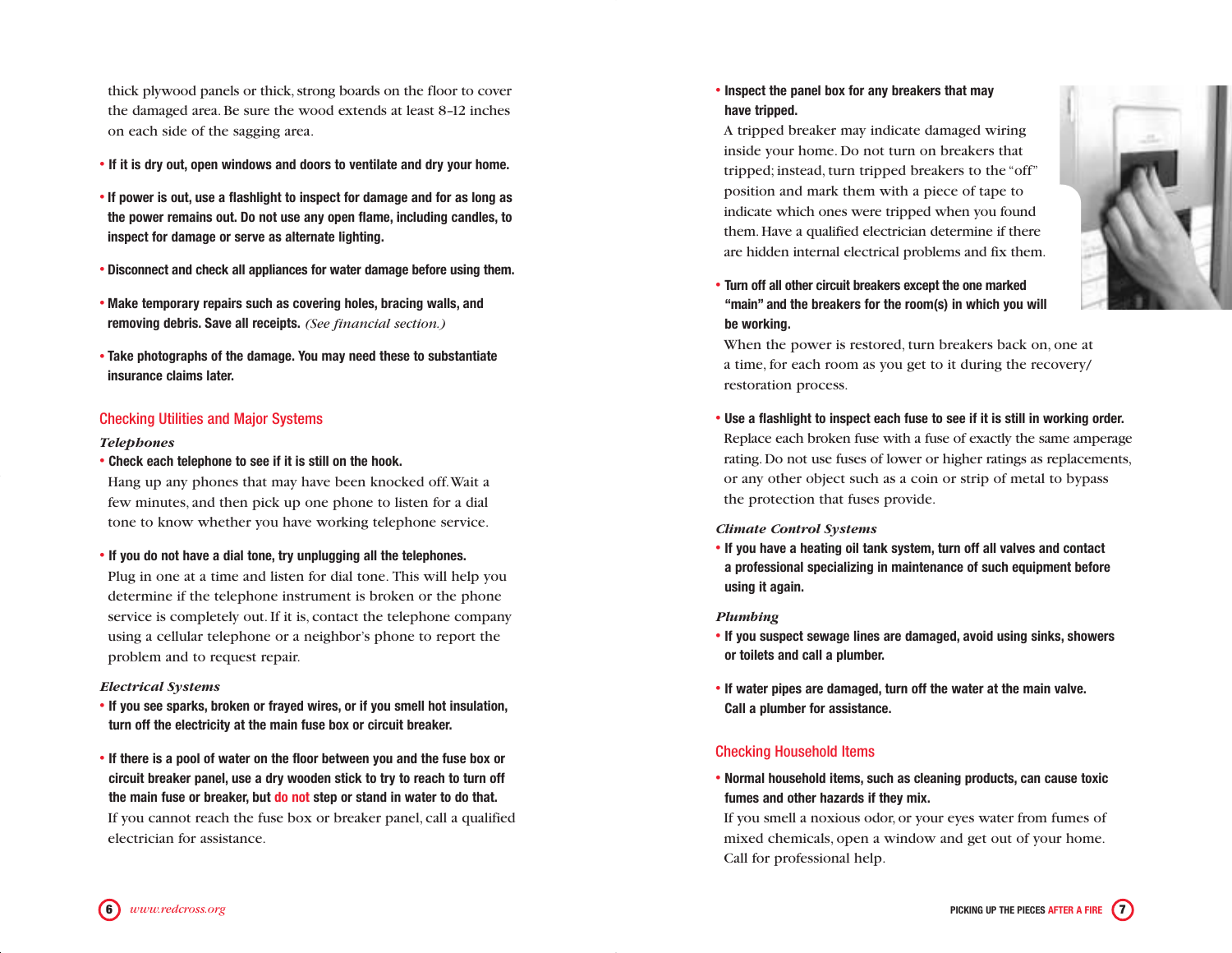thick plywood panels or thick, strong boards on the floor to cover the damaged area. Be sure the wood extends at least 8–12 inches on each side of the sagging area.

- **If it is dry out, open windows and doors to ventilate and dry your home.**
- **If power is out, use a flashlight to inspect for damage and for as long as the power remains out. Do not use any open flame, including candles, to inspect for damage or serve as alternate lighting.**
- **Disconnect and check all appliances for water damage before using them.**
- **Make temporary repairs such as covering holes, bracing walls, and removing debris. Save all receipts.** *(See financial section.)*
- **Take photographs of the damage. You may need these to substantiate insurance claims later.**

## Checking Utilities and Major Systems

### *Telephones*

- **Check each telephone to see if it is still on the hook.**
  Hang up any phones that may have been knocked off. Wait a few minutes, and then pick up one phone to listen for a dial tone to know whether you have working telephone service.
- **If you do not have a dial tone, try unplugging all the telephones.**
  Plug in one at a time and listen for dial tone. This will help you determine if the telephone instrument is broken or the phone service is completely out. If it is, contact the telephone company using a cellular telephone or a neighbor's phone to report the problem and to request repair.

### *Electrical Systems*

- **If you see sparks, broken or frayed wires, or if you smell hot insulation, turn off the electricity at the main fuse box or circuit breaker.**
- **If there is a pool of water on the floor between you and the fuse box or circuit breaker panel, use a dry wooden stick to try to reach to turn off the main fuse or breaker, but do not step or stand in water to do that.**
  If you cannot reach the fuse box or breaker panel, call a qualified electrician for assistance.
- **Inspect the panel box for any breakers that may have tripped.**
  A tripped breaker may indicate damaged wiring inside your home. Do not turn on breakers that tripped; instead, turn tripped breakers to the "off" position and mark them with a piece of tape to indicate which ones were tripped when you found them. Have a qualified electrician determine if there are hidden internal electrical problems and fix them.
- **Turn off all other circuit breakers except the one marked "main" and the breakers for the room(s) in which you will be working.**
  When the power is restored, turn breakers back on, one at a time, for each room as you get to it during the recovery/restoration process.
- **Use a flashlight to inspect each fuse to see if it is still in working order.**
  Replace each broken fuse with a fuse of exactly the same amperage rating. Do not use fuses of lower or higher ratings as replacements, or any other object such as a coin or strip of metal to bypass the protection that fuses provide.

### *Climate Control Systems*

- **If you have a heating oil tank system, turn off all valves and contact a professional specializing in maintenance of such equipment before using it again.**

### *Plumbing*

- **If you suspect sewage lines are damaged, avoid using sinks, showers or toilets and call a plumber.**
- **If water pipes are damaged, turn off the water at the main valve. Call a plumber for assistance.**

## Checking Household Items

- **Normal household items, such as cleaning products, can cause toxic fumes and other hazards if they mix.**
  If you smell a noxious odor, or your eyes water from fumes of mixed chemicals, open a window and get out of your home. Call for professional help.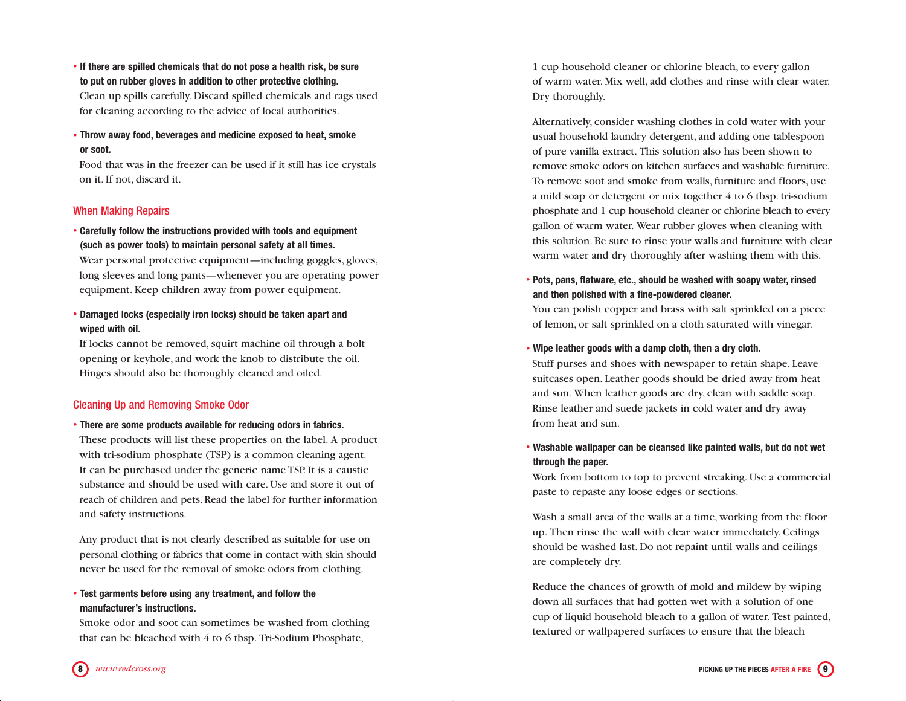- **If there are spilled chemicals that do not pose a health risk, be sure to put on rubber gloves in addition to other protective clothing.** Clean up spills carefully. Discard spilled chemicals and rags used for cleaning according to the advice of local authorities.

- **Throw away food, beverages and medicine exposed to heat, smoke or soot.** Food that was in the freezer can be used if it still has ice crystals on it. If not, discard it.

## When Making Repairs

- **Carefully follow the instructions provided with tools and equipment (such as power tools) to maintain personal safety at all times.** Wear personal protective equipment—including goggles, gloves, long sleeves and long pants—whenever you are operating power equipment. Keep children away from power equipment.

- **Damaged locks (especially iron locks) should be taken apart and wiped with oil.** If locks cannot be removed, squirt machine oil through a bolt opening or keyhole, and work the knob to distribute the oil. Hinges should also be thoroughly cleaned and oiled.

## Cleaning Up and Removing Smoke Odor

- **There are some products available for reducing odors in fabrics.** These products will list these properties on the label. A product with tri-sodium phosphate (TSP) is a common cleaning agent. It can be purchased under the generic name TSP. It is a caustic substance and should be used with care. Use and store it out of reach of children and pets. Read the label for further information and safety instructions.

  Any product that is not clearly described as suitable for use on personal clothing or fabrics that come in contact with skin should never be used for the removal of smoke odors from clothing.

- **Test garments before using any treatment, and follow the manufacturer's instructions.** Smoke odor and soot can sometimes be washed from clothing that can be bleached with 4 to 6 tbsp. Tri-Sodium Phosphate, 1 cup household cleaner or chlorine bleach, to every gallon of warm water. Mix well, add clothes and rinse with clear water. Dry thoroughly.

  Alternatively, consider washing clothes in cold water with your usual household laundry detergent, and adding one tablespoon of pure vanilla extract. This solution also has been shown to remove smoke odors on kitchen surfaces and washable furniture. To remove soot and smoke from walls, furniture and floors, use a mild soap or detergent or mix together 4 to 6 tbsp. tri-sodium phosphate and 1 cup household cleaner or chlorine bleach to every gallon of warm water. Wear rubber gloves when cleaning with this solution. Be sure to rinse your walls and furniture with clear warm water and dry thoroughly after washing them with this.

- **Pots, pans, flatware, etc., should be washed with soapy water, rinsed and then polished with a fine-powdered cleaner.** You can polish copper and brass with salt sprinkled on a piece of lemon, or salt sprinkled on a cloth saturated with vinegar.

- **Wipe leather goods with a damp cloth, then a dry cloth.** Stuff purses and shoes with newspaper to retain shape. Leave suitcases open. Leather goods should be dried away from heat and sun. When leather goods are dry, clean with saddle soap. Rinse leather and suede jackets in cold water and dry away from heat and sun.

- **Washable wallpaper can be cleansed like painted walls, but do not wet through the paper.** Work from bottom to top to prevent streaking. Use a commercial paste to repaste any loose edges or sections.

  Wash a small area of the walls at a time, working from the floor up. Then rinse the wall with clear water immediately. Ceilings should be washed last. Do not repaint until walls and ceilings are completely dry.

  Reduce the chances of growth of mold and mildew by wiping down all surfaces that had gotten wet with a solution of one cup of liquid household bleach to a gallon of water. Test painted, textured or wallpapered surfaces to ensure that the bleach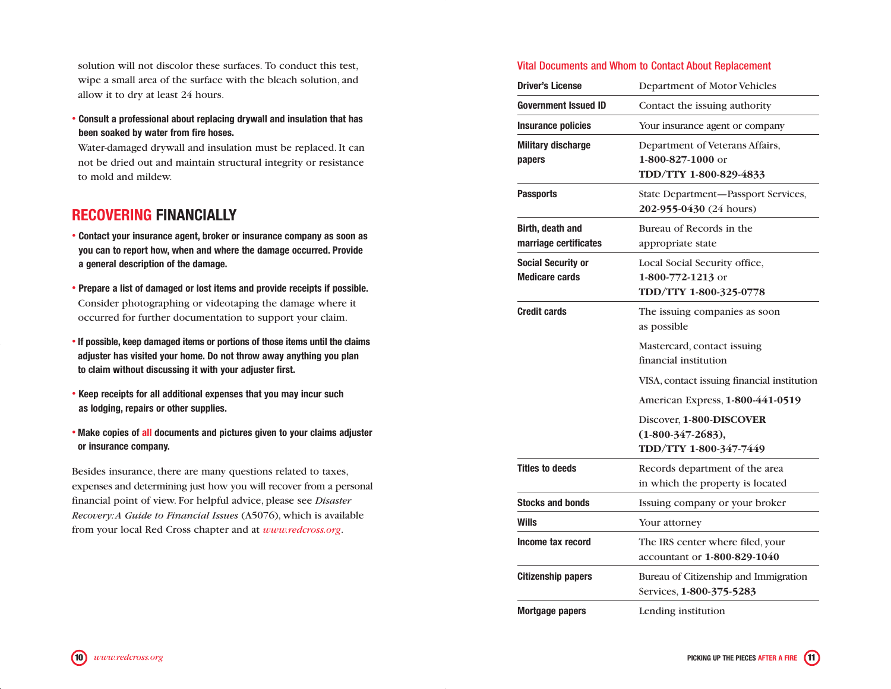solution will not discolor these surfaces. To conduct this test, wipe a small area of the surface with the bleach solution, and allow it to dry at least 24 hours.

- **Consult a professional about replacing drywall and insulation that has been soaked by water from fire hoses.**
  Water-damaged drywall and insulation must be replaced. It can not be dried out and maintain structural integrity or resistance to mold and mildew.

## RECOVERING FINANCIALLY

- **Contact your insurance agent, broker or insurance company as soon as you can to report how, when and where the damage occurred. Provide a general description of the damage.**
- **Prepare a list of damaged or lost items and provide receipts if possible.** Consider photographing or videotaping the damage where it occurred for further documentation to support your claim.
- **If possible, keep damaged items or portions of those items until the claims adjuster has visited your home. Do not throw away anything you plan to claim without discussing it with your adjuster first.**
- **Keep receipts for all additional expenses that you may incur such as lodging, repairs or other supplies.**
- **Make copies of all documents and pictures given to your claims adjuster or insurance company.**

Besides insurance, there are many questions related to taxes, expenses and determining just how you will recover from a personal financial point of view. For helpful advice, please see *Disaster Recovery: A Guide to Financial Issues* (A5076), which is available from your local Red Cross chapter and at *www.redcross.org*.

### Vital Documents and Whom to Contact About Replacement

| Document | Contact |
|---|---|
| **Driver's License** | Department of Motor Vehicles |
| **Government Issued ID** | Contact the issuing authority |
| **Insurance policies** | Your insurance agent or company |
| **Military discharge papers** | Department of Veterans Affairs, **1-800-827-1000** or **TDD/TTY 1-800-829-4833** |
| **Passports** | State Department—Passport Services, **202-955-0430** (24 hours) |
| **Birth, death and marriage certificates** | Bureau of Records in the appropriate state |
| **Social Security or Medicare cards** | Local Social Security office, **1-800-772-1213** or **TDD/TTY 1-800-325-0778** |
| **Credit cards** | The issuing companies as soon as possible<br>Mastercard, contact issuing financial institution<br>VISA, contact issuing financial institution<br>American Express, **1-800-441-0519**<br>Discover, **1-800-DISCOVER (1-800-347-2683), TDD/TTY 1-800-347-7449** |
| **Titles to deeds** | Records department of the area in which the property is located |
| **Stocks and bonds** | Issuing company or your broker |
| **Wills** | Your attorney |
| **Income tax record** | The IRS center where filed, your accountant or **1-800-829-1040** |
| **Citizenship papers** | Bureau of Citizenship and Immigration Services, **1-800-375-5283** |
| **Mortgage papers** | Lending institution |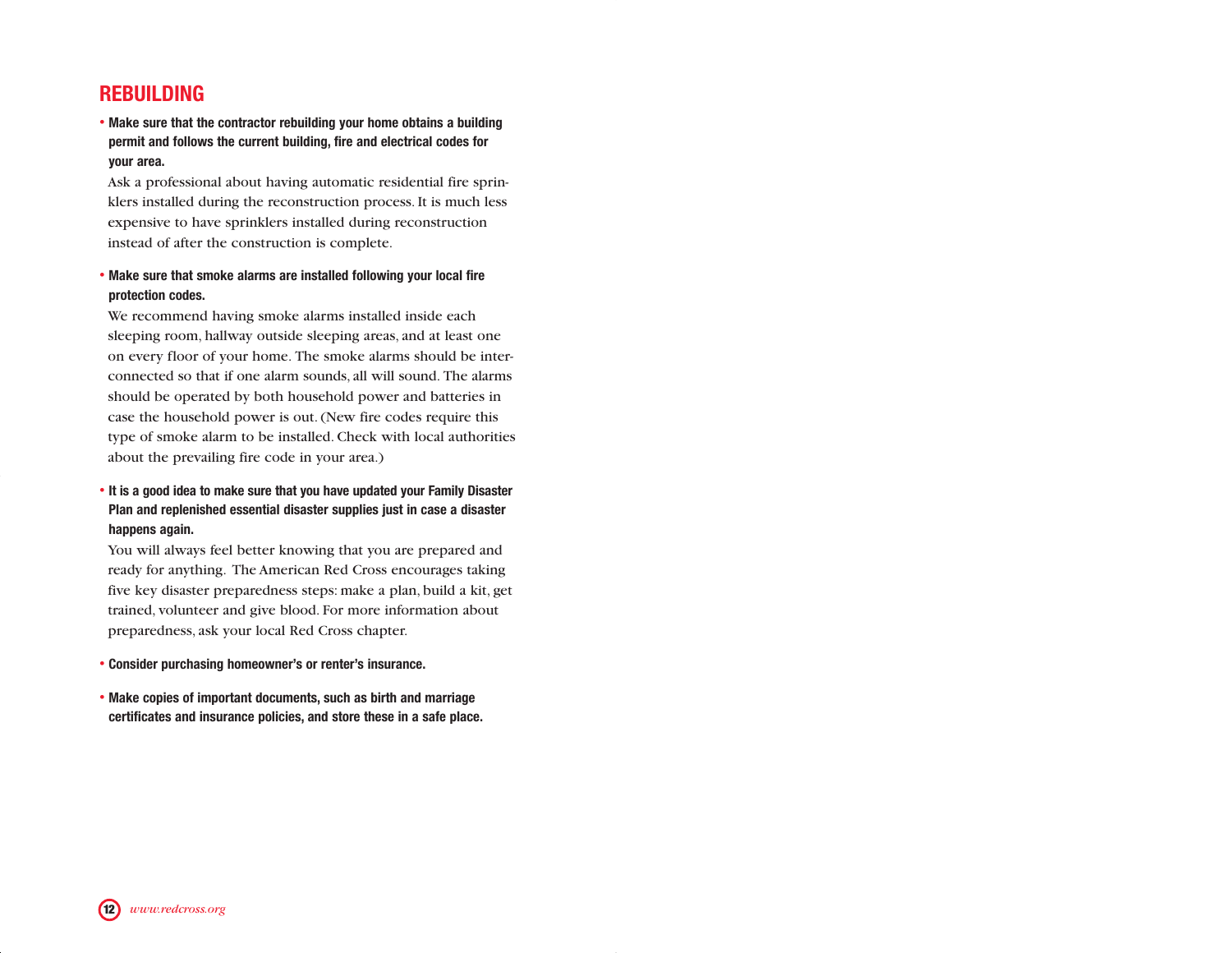## REBUILDING

- **Make sure that the contractor rebuilding your home obtains a building permit and follows the current building, fire and electrical codes for your area.**

  Ask a professional about having automatic residential fire sprinklers installed during the reconstruction process. It is much less expensive to have sprinklers installed during reconstruction instead of after the construction is complete.

- **Make sure that smoke alarms are installed following your local fire protection codes.**

  We recommend having smoke alarms installed inside each sleeping room, hallway outside sleeping areas, and at least one on every floor of your home. The smoke alarms should be interconnected so that if one alarm sounds, all will sound. The alarms should be operated by both household power and batteries in case the household power is out. (New fire codes require this type of smoke alarm to be installed. Check with local authorities about the prevailing fire code in your area.)

- **It is a good idea to make sure that you have updated your Family Disaster Plan and replenished essential disaster supplies just in case a disaster happens again.**

  You will always feel better knowing that you are prepared and ready for anything. The American Red Cross encourages taking five key disaster preparedness steps: make a plan, build a kit, get trained, volunteer and give blood. For more information about preparedness, ask your local Red Cross chapter.

- **Consider purchasing homeowner's or renter's insurance.**

- **Make copies of important documents, such as birth and marriage certificates and insurance policies, and store these in a safe place.**